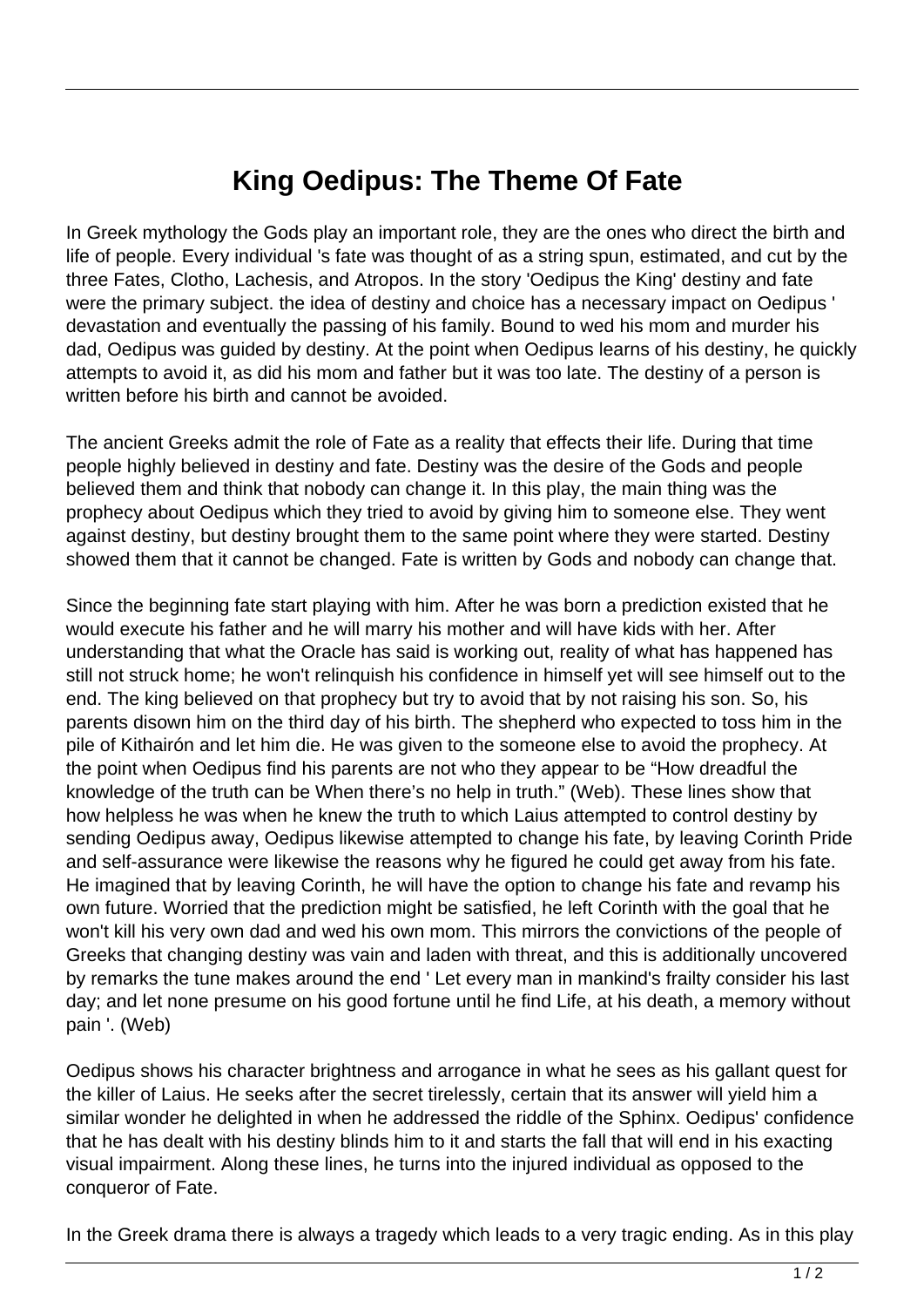# King Oedipus: The Theme Of Fate

In Greek mythology the Gods play an important role, they are the ones who direct the birth and life of people. Every individual 's fate was thought of as a string spun, estimated, and cut by the three Fates, Clotho, Lachesis, and Atropos. In the story 'Oedipus the King' destiny and fate were the primary subject. the idea of destiny and choice has a necessary impact on Oedipus ' devastation and eventually the passing of his family. Bound to wed his mom and murder his dad, Oedipus was guided by destiny. At the point when Oedipus learns of his destiny, he quickly attempts to avoid it, as did his mom and father but it was too late. The destiny of a person is written before his birth and cannot be avoided.

The ancient Greeks admit the role of Fate as a reality that effects their life. During that time people highly believed in destiny and fate. Destiny was the desire of the Gods and people believed them and think that nobody can change it. In this play, the main thing was the prophecy about Oedipus which they tried to avoid by giving him to someone else. They went against destiny, but destiny brought them to the same point where they were started. Destiny showed them that it cannot be changed. Fate is written by Gods and nobody can change that.

Since the beginning fate start playing with him. After he was born a prediction existed that he would execute his father and he will marry his mother and will have kids with her. After understanding that what the Oracle has said is working out, reality of what has happened has still not struck home; he won't relinquish his confidence in himself yet will see himself out to the end. The king believed on that prophecy but try to avoid that by not raising his son. So, his parents disown him on the third day of his birth. The shepherd who expected to toss him in the pile of Kithairón and let him die. He was given to the someone else to avoid the prophecy. At the point when Oedipus find his parents are not who they appear to be "How dreadful the knowledge of the truth can be When there's no help in truth." (Web). These lines show that how helpless he was when he knew the truth to which Laius attempted to control destiny by sending Oedipus away, Oedipus likewise attempted to change his fate, by leaving Corinth Pride and self-assurance were likewise the reasons why he figured he could get away from his fate. He imagined that by leaving Corinth, he will have the option to change his fate and revamp his own future. Worried that the prediction might be satisfied, he left Corinth with the goal that he won't kill his very own dad and wed his own mom. This mirrors the convictions of the people of Greeks that changing destiny was vain and laden with threat, and this is additionally uncovered by remarks the tune makes around the end ' Let every man in mankind's frailty consider his last day; and let none presume on his good fortune until he find Life, at his death, a memory without pain '. (Web)

Oedipus shows his character brightness and arrogance in what he sees as his gallant quest for the killer of Laius. He seeks after the secret tirelessly, certain that its answer will yield him a similar wonder he delighted in when he addressed the riddle of the Sphinx. Oedipus' confidence that he has dealt with his destiny blinds him to it and starts the fall that will end in his exacting visual impairment. Along these lines, he turns into the injured individual as opposed to the conqueror of Fate.

In the Greek drama there is always a tragedy which leads to a very tragic ending. As in this play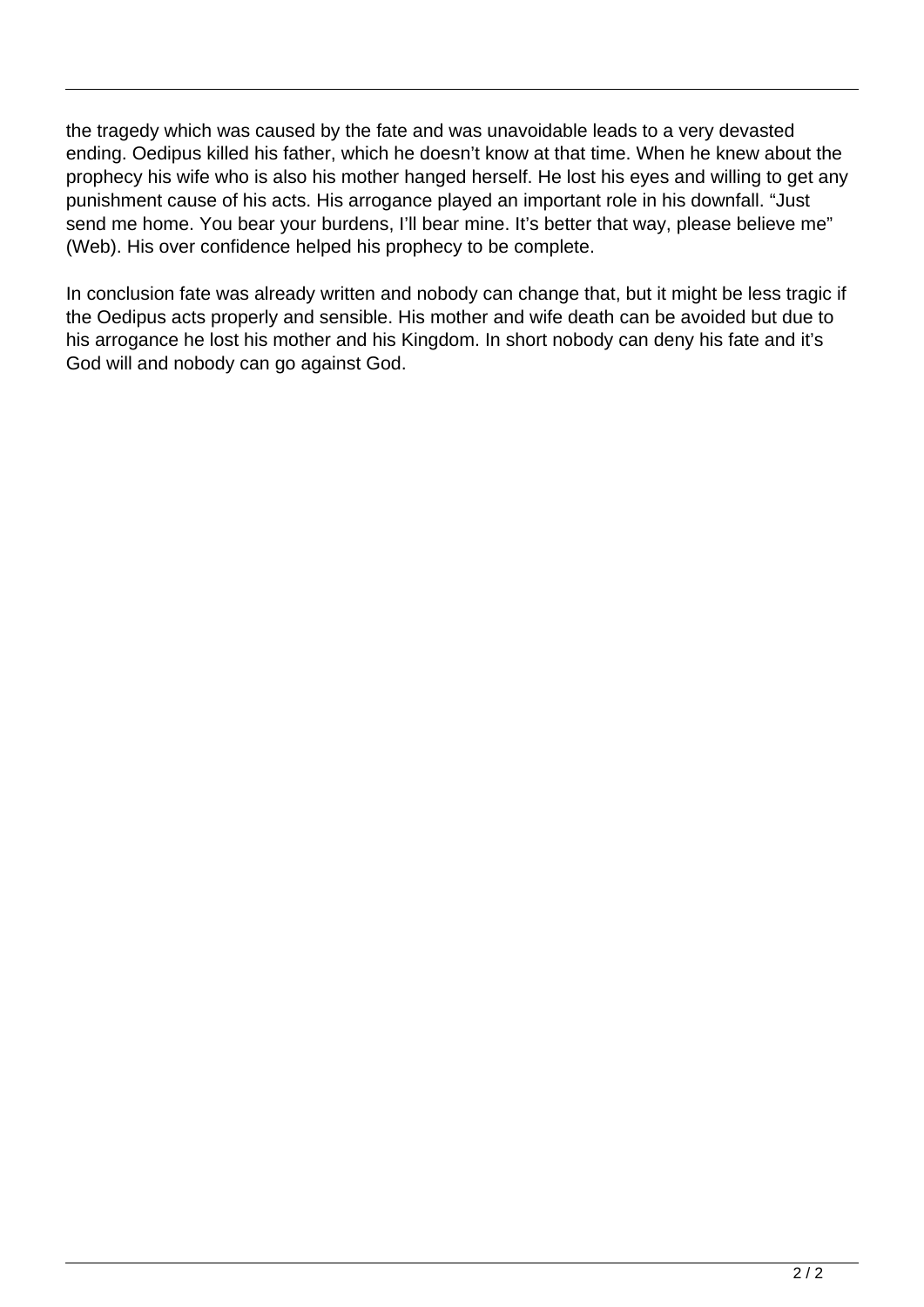the tragedy which was caused by the fate and was unavoidable leads to a very devasted ending. Oedipus killed his father, which he doesn't know at that time. When he knew about the prophecy his wife who is also his mother hanged herself. He lost his eyes and willing to get any punishment cause of his acts. His arrogance played an important role in his downfall. "Just send me home. You bear your burdens, I'll bear mine. It's better that way, please believe me" (Web). His over confidence helped his prophecy to be complete.

In conclusion fate was already written and nobody can change that, but it might be less tragic if the Oedipus acts properly and sensible. His mother and wife death can be avoided but due to his arrogance he lost his mother and his Kingdom. In short nobody can deny his fate and it's God will and nobody can go against God.